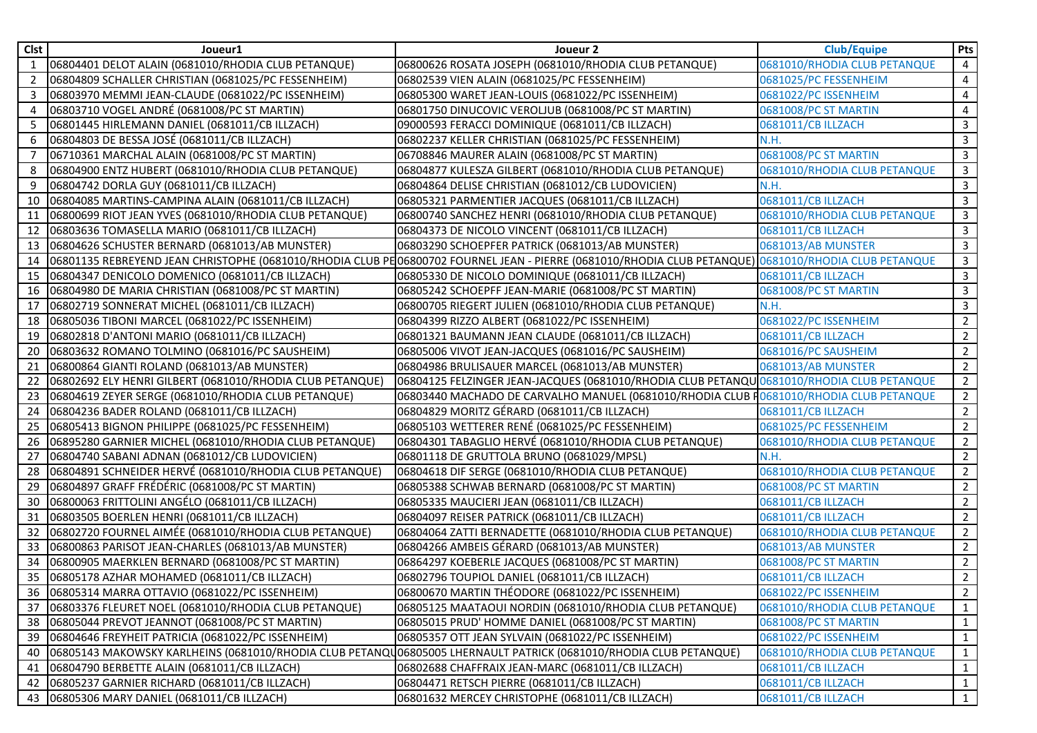| Clst | Joueur1 | Joueur 2 | Club/Equipe | Pts |
|---|---|---|---|---|
| 1 | 06804401 DELOT ALAIN (0681010/RHODIA CLUB PETANQUE) | 06800626 ROSATA JOSEPH (0681010/RHODIA CLUB PETANQUE) | 0681010/RHODIA CLUB PETANQUE | 4 |
| 2 | 06804809 SCHALLER CHRISTIAN (0681025/PC FESSENHEIM) | 06802539 VIEN ALAIN (0681025/PC FESSENHEIM) | 0681025/PC FESSENHEIM | 4 |
| 3 | 06803970 MEMMI JEAN-CLAUDE (0681022/PC ISSENHEIM) | 06805300 WARET JEAN-LOUIS (0681022/PC ISSENHEIM) | 0681022/PC ISSENHEIM | 4 |
| 4 | 06803710 VOGEL ANDRÉ (0681008/PC ST MARTIN) | 06801750 DINUCOVIC VEROLJUB (0681008/PC ST MARTIN) | 0681008/PC ST MARTIN | 4 |
| 5 | 06801445 HIRLEMANN DANIEL (0681011/CB ILLZACH) | 09000593 FERACCI DOMINIQUE (0681011/CB ILLZACH) | 0681011/CB ILLZACH | 3 |
| 6 | 06804803 DE BESSA JOSÉ (0681011/CB ILLZACH) | 06802237 KELLER CHRISTIAN (0681025/PC FESSENHEIM) | N.H. | 3 |
| 7 | 06710361 MARCHAL ALAIN (0681008/PC ST MARTIN) | 06708846 MAURER ALAIN (0681008/PC ST MARTIN) | 0681008/PC ST MARTIN | 3 |
| 8 | 06804900 ENTZ HUBERT (0681010/RHODIA CLUB PETANQUE) | 06804877 KULESZA GILBERT (0681010/RHODIA CLUB PETANQUE) | 0681010/RHODIA CLUB PETANQUE | 3 |
| 9 | 06804742 DORLA GUY (0681011/CB ILLZACH) | 06804864 DELISE CHRISTIAN (0681012/CB LUDOVICIEN) | N.H. | 3 |
| 10 | 06804085 MARTINS-CAMPINA ALAIN (0681011/CB ILLZACH) | 06805321 PARMENTIER JACQUES (0681011/CB ILLZACH) | 0681011/CB ILLZACH | 3 |
| 11 | 06800699 RIOT JEAN YVES (0681010/RHODIA CLUB PETANQUE) | 06800740 SANCHEZ HENRI (0681010/RHODIA CLUB PETANQUE) | 0681010/RHODIA CLUB PETANQUE | 3 |
| 12 | 06803636 TOMASELLA MARIO (0681011/CB ILLZACH) | 06804373 DE NICOLO VINCENT (0681011/CB ILLZACH) | 0681011/CB ILLZACH | 3 |
| 13 | 06804626 SCHUSTER BERNARD (0681013/AB MUNSTER) | 06803290 SCHOEPFER PATRICK (0681013/AB MUNSTER) | 0681013/AB MUNSTER | 3 |
| 14 | 06801135 REBREYEND JEAN CHRISTOPHE (0681010/RHODIA CLUB PE | 06800702 FOURNEL JEAN - PIERRE (0681010/RHODIA CLUB PETANQUE) | 0681010/RHODIA CLUB PETANQUE | 3 |
| 15 | 06804347 DENICOLO DOMENICO (0681011/CB ILLZACH) | 06805330 DE NICOLO DOMINIQUE (0681011/CB ILLZACH) | 0681011/CB ILLZACH | 3 |
| 16 | 06804980 DE MARIA CHRISTIAN (0681008/PC ST MARTIN) | 06805242 SCHOEPFF JEAN-MARIE (0681008/PC ST MARTIN) | 0681008/PC ST MARTIN | 3 |
| 17 | 06802719 SONNERAT MICHEL (0681011/CB ILLZACH) | 06800705 RIEGERT JULIEN (0681010/RHODIA CLUB PETANQUE) | N.H. | 3 |
| 18 | 06805036 TIBONI MARCEL (0681022/PC ISSENHEIM) | 06804399 RIZZO ALBERT (0681022/PC ISSENHEIM) | 0681022/PC ISSENHEIM | 2 |
| 19 | 06802818 D'ANTONI MARIO (0681011/CB ILLZACH) | 06801321 BAUMANN JEAN CLAUDE (0681011/CB ILLZACH) | 0681011/CB ILLZACH | 2 |
| 20 | 06803632 ROMANO TOLMINO (0681016/PC SAUSHEIM) | 06805006 VIVOT JEAN-JACQUES (0681016/PC SAUSHEIM) | 0681016/PC SAUSHEIM | 2 |
| 21 | 06800864 GIANTI ROLAND (0681013/AB MUNSTER) | 06804986 BRULISAUER MARCEL (0681013/AB MUNSTER) | 0681013/AB MUNSTER | 2 |
| 22 | 06802692 ELY HENRI GILBERT (0681010/RHODIA CLUB PETANQUE) | 06804125 FELZINGER JEAN-JACQUES (0681010/RHODIA CLUB PETANQU | 0681010/RHODIA CLUB PETANQUE | 2 |
| 23 | 06804619 ZEYER SERGE (0681010/RHODIA CLUB PETANQUE) | 06803440 MACHADO DE CARVALHO MANUEL (0681010/RHODIA CLUB P | 0681010/RHODIA CLUB PETANQUE | 2 |
| 24 | 06804236 BADER ROLAND (0681011/CB ILLZACH) | 06804829 MORITZ GÉRARD (0681011/CB ILLZACH) | 0681011/CB ILLZACH | 2 |
| 25 | 06805413 BIGNON PHILIPPE (0681025/PC FESSENHEIM) | 06805103 WETTERER RENÉ (0681025/PC FESSENHEIM) | 0681025/PC FESSENHEIM | 2 |
| 26 | 06895280 GARNIER MICHEL (0681010/RHODIA CLUB PETANQUE) | 06804301 TABAGLIO HERVÉ (0681010/RHODIA CLUB PETANQUE) | 0681010/RHODIA CLUB PETANQUE | 2 |
| 27 | 06804740 SABANI ADNAN (0681012/CB LUDOVICIEN) | 06801118 DE GRUTTOLA BRUNO (0681029/MPSL) | N.H. | 2 |
| 28 | 06804891 SCHNEIDER HERVÉ (0681010/RHODIA CLUB PETANQUE) | 06804618 DIF SERGE (0681010/RHODIA CLUB PETANQUE) | 0681010/RHODIA CLUB PETANQUE | 2 |
| 29 | 06804897 GRAFF FRÉDÉRIC (0681008/PC ST MARTIN) | 06805388 SCHWAB BERNARD (0681008/PC ST MARTIN) | 0681008/PC ST MARTIN | 2 |
| 30 | 06800063 FRITTOLINI ANGÉLO (0681011/CB ILLZACH) | 06805335 MAUCIERI JEAN (0681011/CB ILLZACH) | 0681011/CB ILLZACH | 2 |
| 31 | 06803505 BOERLEN HENRI (0681011/CB ILLZACH) | 06804097 REISER PATRICK (0681011/CB ILLZACH) | 0681011/CB ILLZACH | 2 |
| 32 | 06802720 FOURNEL AIMÉE (0681010/RHODIA CLUB PETANQUE) | 06804064 ZATTI BERNADETTE (0681010/RHODIA CLUB PETANQUE) | 0681010/RHODIA CLUB PETANQUE | 2 |
| 33 | 06800863 PARISOT JEAN-CHARLES (0681013/AB MUNSTER) | 06804266 AMBEIS GÉRARD (0681013/AB MUNSTER) | 0681013/AB MUNSTER | 2 |
| 34 | 06800905 MAERKLEN BERNARD (0681008/PC ST MARTIN) | 06864297 KOEBERLE JACQUES (0681008/PC ST MARTIN) | 0681008/PC ST MARTIN | 2 |
| 35 | 06805178 AZHAR MOHAMED (0681011/CB ILLZACH) | 06802796 TOUPIOL DANIEL (0681011/CB ILLZACH) | 0681011/CB ILLZACH | 2 |
| 36 | 06805314 MARRA OTTAVIO (0681022/PC ISSENHEIM) | 06800670 MARTIN THÉODORE (0681022/PC ISSENHEIM) | 0681022/PC ISSENHEIM | 2 |
| 37 | 06803376 FLEURET NOEL (0681010/RHODIA CLUB PETANQUE) | 06805125 MAATAOUI NORDIN (0681010/RHODIA CLUB PETANQUE) | 0681010/RHODIA CLUB PETANQUE | 1 |
| 38 | 06805044 PREVOT JEANNOT (0681008/PC ST MARTIN) | 06805015 PRUD' HOMME DANIEL (0681008/PC ST MARTIN) | 0681008/PC ST MARTIN | 1 |
| 39 | 06804646 FREYHEIT PATRICIA (0681022/PC ISSENHEIM) | 06805357 OTT JEAN SYLVAIN (0681022/PC ISSENHEIM) | 0681022/PC ISSENHEIM | 1 |
| 40 | 06805143 MAKOWSKY KARLHEINS (0681010/RHODIA CLUB PETANQU | 06805005 LHERNAULT PATRICK (0681010/RHODIA CLUB PETANQUE) | 0681010/RHODIA CLUB PETANQUE | 1 |
| 41 | 06804790 BERBETTE ALAIN (0681011/CB ILLZACH) | 06802688 CHAFFRAIX JEAN-MARC (0681011/CB ILLZACH) | 0681011/CB ILLZACH | 1 |
| 42 | 06805237 GARNIER RICHARD (0681011/CB ILLZACH) | 06804471 RETSCH PIERRE (0681011/CB ILLZACH) | 0681011/CB ILLZACH | 1 |
| 43 | 06805306 MARY DANIEL (0681011/CB ILLZACH) | 06801632 MERCEY CHRISTOPHE (0681011/CB ILLZACH) | 0681011/CB ILLZACH | 1 |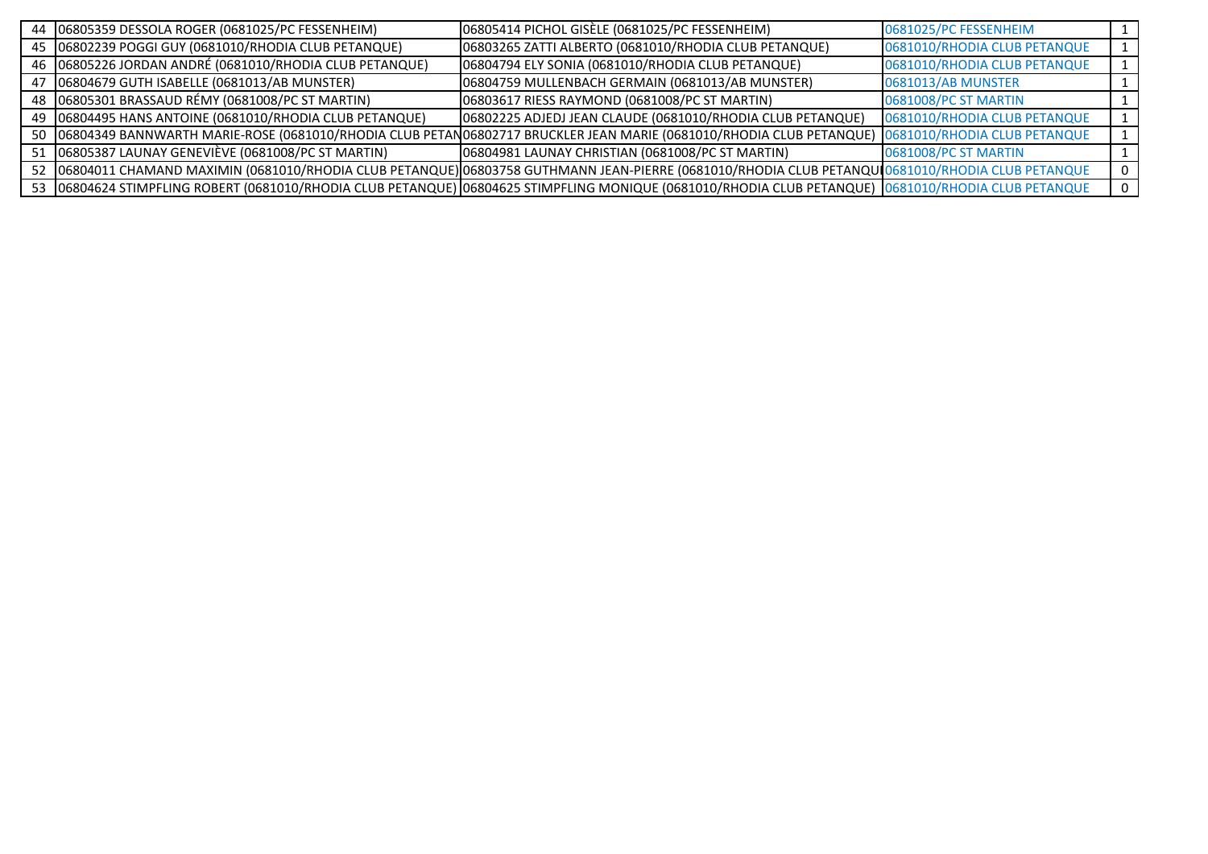| | | | | |
|---|---|---|---|---|
| 44 | 06805359 DESSOLA ROGER (0681025/PC FESSENHEIM) | 06805414 PICHOL GISÈLE (0681025/PC FESSENHEIM) | 0681025/PC FESSENHEIM | 1 |
| 45 | 06802239 POGGI GUY (0681010/RHODIA CLUB PETANQUE) | 06803265 ZATTI ALBERTO (0681010/RHODIA CLUB PETANQUE) | 0681010/RHODIA CLUB PETANQUE | 1 |
| 46 | 06805226 JORDAN ANDRÉ (0681010/RHODIA CLUB PETANQUE) | 06804794 ELY SONIA (0681010/RHODIA CLUB PETANQUE) | 0681010/RHODIA CLUB PETANQUE | 1 |
| 47 | 06804679 GUTH ISABELLE (0681013/AB MUNSTER) | 06804759 MULLENBACH GERMAIN (0681013/AB MUNSTER) | 0681013/AB MUNSTER | 1 |
| 48 | 06805301 BRASSAUD RÉMY (0681008/PC ST MARTIN) | 06803617 RIESS RAYMOND (0681008/PC ST MARTIN) | 0681008/PC ST MARTIN | 1 |
| 49 | 06804495 HANS ANTOINE (0681010/RHODIA CLUB PETANQUE) | 06802225 ADJEDJ JEAN CLAUDE (0681010/RHODIA CLUB PETANQUE) | 0681010/RHODIA CLUB PETANQUE | 1 |
| 50 | 06804349 BANNWARTH MARIE-ROSE (0681010/RHODIA CLUB PETAN | 06802717 BRUCKLER JEAN MARIE (0681010/RHODIA CLUB PETANQUE) | 0681010/RHODIA CLUB PETANQUE | 1 |
| 51 | 06805387 LAUNAY GENEVIÈVE (0681008/PC ST MARTIN) | 06804981 LAUNAY CHRISTIAN (0681008/PC ST MARTIN) | 0681008/PC ST MARTIN | 1 |
| 52 | 06804011 CHAMAND MAXIMIN (0681010/RHODIA CLUB PETANQUE) | 06803758 GUTHMANN JEAN-PIERRE (0681010/RHODIA CLUB PETANQU | 0681010/RHODIA CLUB PETANQUE | 0 |
| 53 | 06804624 STIMPFLING ROBERT (0681010/RHODIA CLUB PETANQUE) | 06804625 STIMPFLING MONIQUE (0681010/RHODIA CLUB PETANQUE) | 0681010/RHODIA CLUB PETANQUE | 0 |